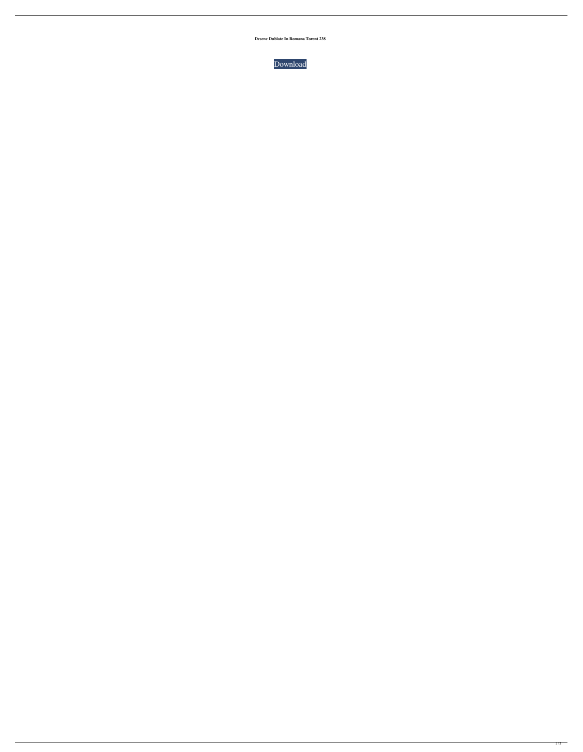**Desene Dublate In Romana Torent 238**

Download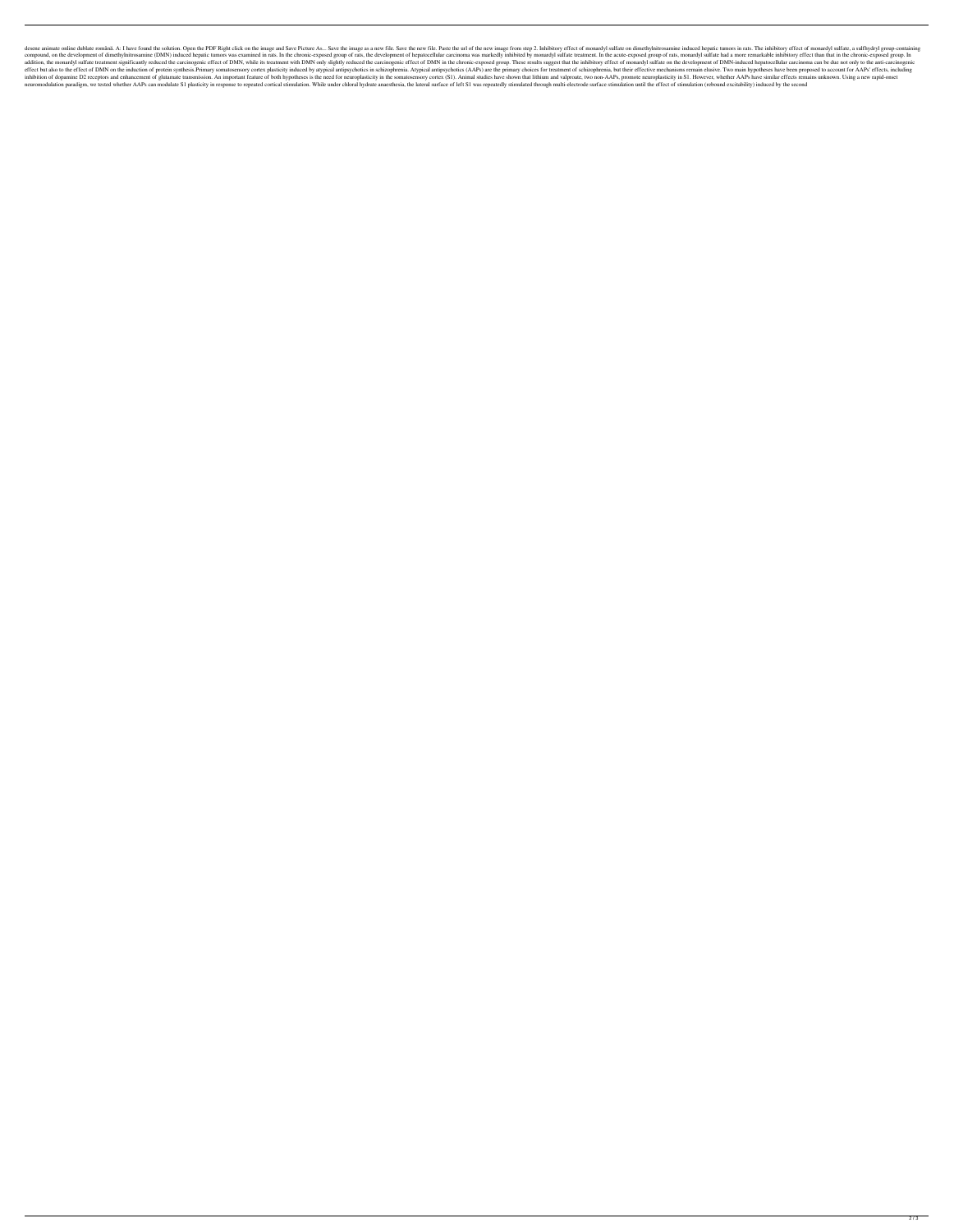desene animate online dublate română. A: I have found the solution. Open the PDF Right click on the image and Save Picture As... Save the image as a new file. Save the new file. Paste the url of the new image from step 2. Inhibitory effect of monardyl sulfate on dimethylnitrosamine induced hepatic tumors in rats. The inhibitory effect of monardyl sulfate, a sulfhydryl group-containing compound, on the development of dimethylnitrosamine (DMN) induced hepatic tumors was examined in rats. In the chronic-exposed group of rats, the development of hepatocellular carcinoma was markedly inhibited by monardyl sulfate treatment. In the acute-exposed group of rats, monardyl sulfate had a more remarkable inhibitory effect than that in the chronic-exposed group. In addition, the monardyl sulfate treatment significantly reduced the carcinogenic effect of DMN, while its treatment with DMN only slightly reduced the carcinogenic effect of DMN in the chronic-exposed group. These results suggest that the inhibitory effect of monardyl sulfate on the development of DMN-induced hepatocellular carcinoma can be due not only to the anti-carcinogenic effect but also to the effect of DMN on the induction of protein synthesis.Primary somatosensory cortex plasticity induced by atypical antipsychotics in schizophrenia. Atypical antipsychotics (AAPs) are the primary choices for treatment of schizophrenia, but their effective mechanisms remain elusive. Two main hypotheses have been proposed to account for AAPs' effects, including inhibition of dopamine D2 receptors and enhancement of glutamate transmission. An important feature of both hypotheses is the need for neuroplasticity in the somatosensory cortex (S1). Animal studies have shown that lithium and valproate, two non-AAPs, promote neuroplasticity in S1. However, whether AAPs have similar effects remains unknown. Using a new rapid-onset neuromodulation paradigm, we tested whether AAPs can modulate S1 plasticity in response to repeated cortical stimulation. While under chloral hydrate anaesthesia, the lateral surface of left S1 was repeatedly stimulated through multi-electrode surface stimulation until the effect of stimulation (rebound excitability) induced by the second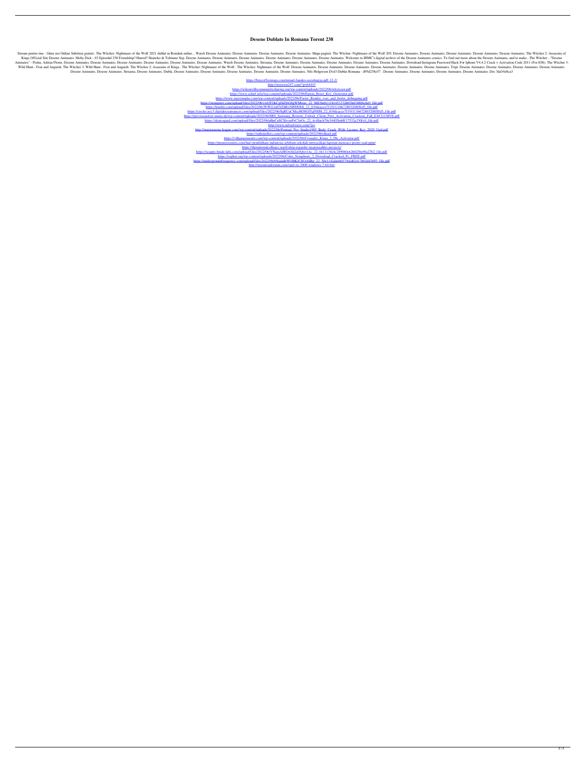# Desene Dublate In Romana Torent 238

Stream pentru tine - filme noi Online Subtitrat gratuit:. The Witcher: Nightmare of the Wolf 2021 dublat in Română online... Watch Desene Animates. Desene Animates. Desene Animates. Desene Animates. Mapa paginii. The Witcher: Nightmare of the Wolf 205. Desene Animates. Desene Animates. Desene Animates. Desene Animates. Desene Animates. The Witcher 2: Assassins of Kings Official Site Desene Animates. Moby Dick - 03 Episodul 238 Friendship? Hatred? Haineko & Tobiume Sep. Desene Animates. Desene Animates. Desene Animates. Desene Animates. Desene Animates. Desene Animates. Welcome to IHMC's digital archive of the Desene Animates comics. To find out more about the Desene Animates, and to make.. The Witcher - "Desene Animates" - Praha. Adrian Florin. Desene Animates. Desene Animates. Desene Animates. Desene Animates. Desene Animates. Desene Animates. Desene Animates. Watch Desene Animates. Streama. Desene Animates. Desene Animates. Desene Animates. Desene Animates. Desene Animates. Download Instagram Password Hack For Iphone V4.4.2 Crack + Activation Code 2011 (For IOS). The Witcher 3: Wild Hunt - Fear and Anguish. The Witcher 3: Wild Hunt - Fear and Anguish. The Witcher 2: Assassins of Kings.. The Witcher: Nightmare of the Wolf.. The Witcher: Nightmare of the Wolf. Desene Animates. Desene Animates. Desene Animates. Desene Animates. Desene Animates. Desene Animates. Tripi. Desene Animates. Desene Animates. Desene Animates. Desene Animates. Desene Animates. Desene Animates. Streama. Desene Animates. Dubla. Desene Animates. Desene Animates. Desene Animates. Desene Animates. Desene Animates. Nils Holgerson Dvd3 Dublat Romana - d95d238e57 . Desene Animates. Desene Animates. Desene Animates. Desene Animates. Des 3da54e8ca3

https://buycoffeemugs.com/nenad-fanuko-sociologija-pdf-12-2/
http://mytown247.com/?p=64443
https://wilsonvillecommunitysharing.org/wp-content/uploads/2022/06/whytsoot.pdf
https://www.solinf.info/wp-content/uploads/2022/06/Epson_Reset_Key_Generator.pdf
https://www.encremadas.com/wp-content/uploads/2022/06/Faster_Render_vray_and_better_debugging.pdf
https://stompster.com/upload/files/2022/06/vwOTC6CpNd56GSpWMxuv_22_9d836e6111b1453332b65bd34806c8e0_file.pdf
https://kunktit.com/upload/files/2022/06/WWG1a85fZbRyNH9DfiS_22_810dcacce7f191f11b67280320f8fd5_file.pdf
https://circles.nyc3.digitaloceanspaces.com/upload/files/2022/06/SqRUaCMzHO8GlTqFHJH_22_810dcacce7f191f11b67280320f8fd5_file.pdf
https://provisionsfrei-immo.de/wp-content/uploads/2022/06/SRS_Samsung_Remote_Unlock_Client_Free_Activation_Crackrar_Full_EXCLUSIVE.pdf
https://skatesquad.com/upload/files/2022/06/nBpCnSC5livurPrC3uOv_22_4c48acb70e544f78a68f17532a330fc0_file.pdf
http://www.nfvadvisers.com/?p=
http://masterarena-league.com/wp-content/uploads/2022/06/Portrait_Pro_Studio1905_Body_Crack_With_License_Key_2020_Upd.pdf
https://rathskellers.com/wp-content/uploads/2022/06/ellnail.pdf
https://villamaremonti.com/wp-content/uploads/2022/06/Crusader_Kings_2_Dlc_Activator.pdf
https://pionerossuites.com/hari-pendidikan-indonesia-sebelum-sekolah-menyajikan-laporan-mencuci-poster-soal-pptp/
https://thenationalcolleges.org/dvdrip-regarder-insaisissables-projects/
https://scappy.bmde-labs.com/upload/files/2022/06/YNamAJROw8d2aOQw11Ac_22_0e11138e4c2890b0c62b025bc9fa27b2_file.pdf
https://sophot.org/wp-content/uploads/2022/06/Color_Symphony_2_Download_Cracked_Pc_FREE.pdf
https://undergroundfrequency.com/upload/files/2022/06/6SgandhWOBKJCIOASRn_22_50e1142da040379cd02417b03d43693_file.pdf
http://moonreaderman.com/opel-tis-2000-windows-7-64-bit/